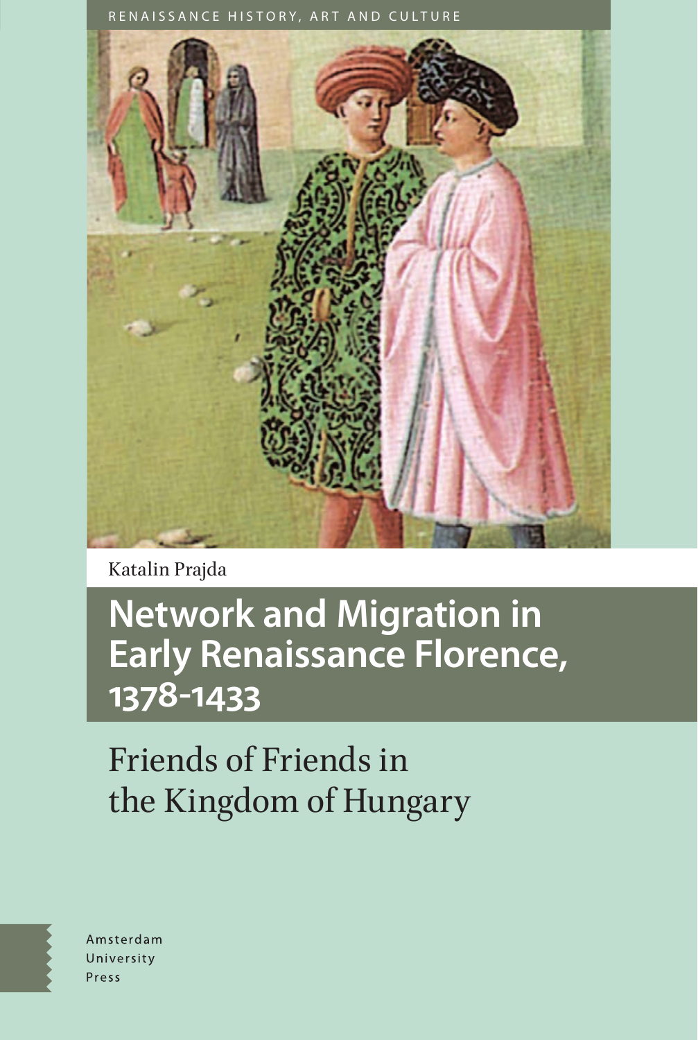RENAISSANCE HISTORY, ART AND CULTURE

Katalin Prajda

# Network and Migration in Early Renaissance Florence, 1378-1433

## Friends of Friends in the Kingdom of Hungary

Amsterdam
University
Press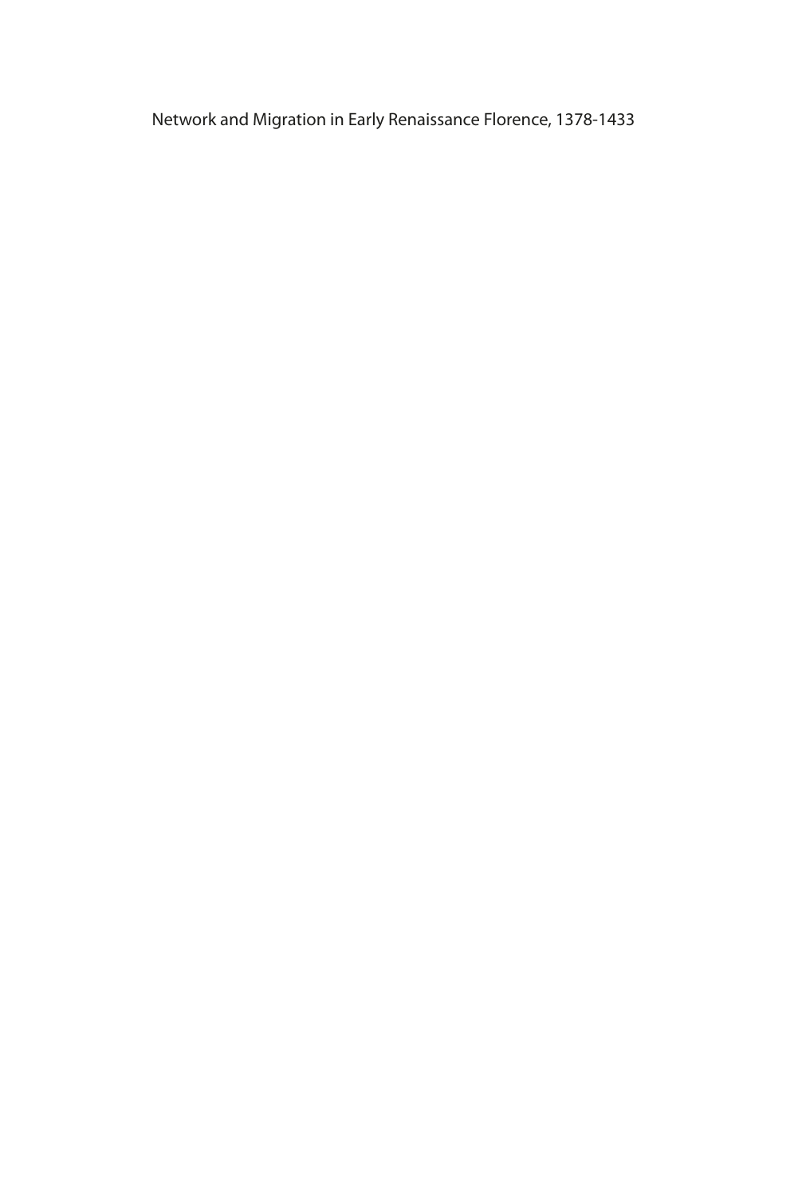Network and Migration in Early Renaissance Florence, 1378-1433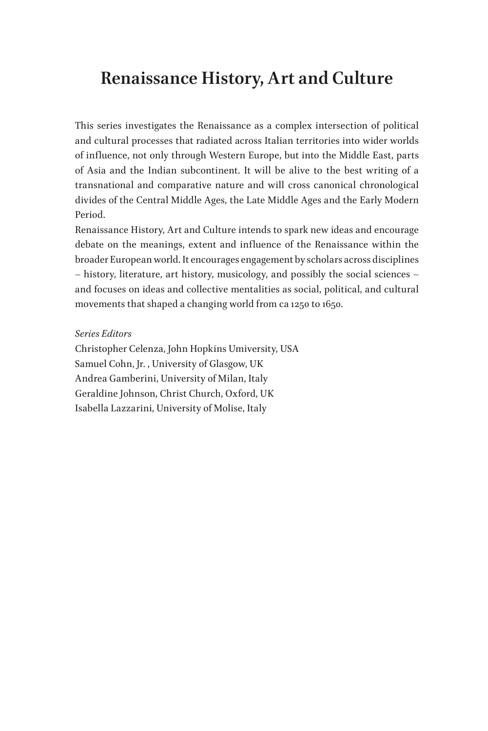# Renaissance History, Art and Culture

This series investigates the Renaissance as a complex intersection of political and cultural processes that radiated across Italian territories into wider worlds of influence, not only through Western Europe, but into the Middle East, parts of Asia and the Indian subcontinent. It will be alive to the best writing of a transnational and comparative nature and will cross canonical chronological divides of the Central Middle Ages, the Late Middle Ages and the Early Modern Period.

Renaissance History, Art and Culture intends to spark new ideas and encourage debate on the meanings, extent and influence of the Renaissance within the broader European world. It encourages engagement by scholars across disciplines – history, literature, art history, musicology, and possibly the social sciences – and focuses on ideas and collective mentalities as social, political, and cultural movements that shaped a changing world from ca 1250 to 1650.

*Series Editors*

Christopher Celenza, John Hopkins Umiversity, USA
Samuel Cohn, Jr. , University of Glasgow, UK
Andrea Gamberini, University of Milan, Italy
Geraldine Johnson, Christ Church, Oxford, UK
Isabella Lazzarini, University of Molise, Italy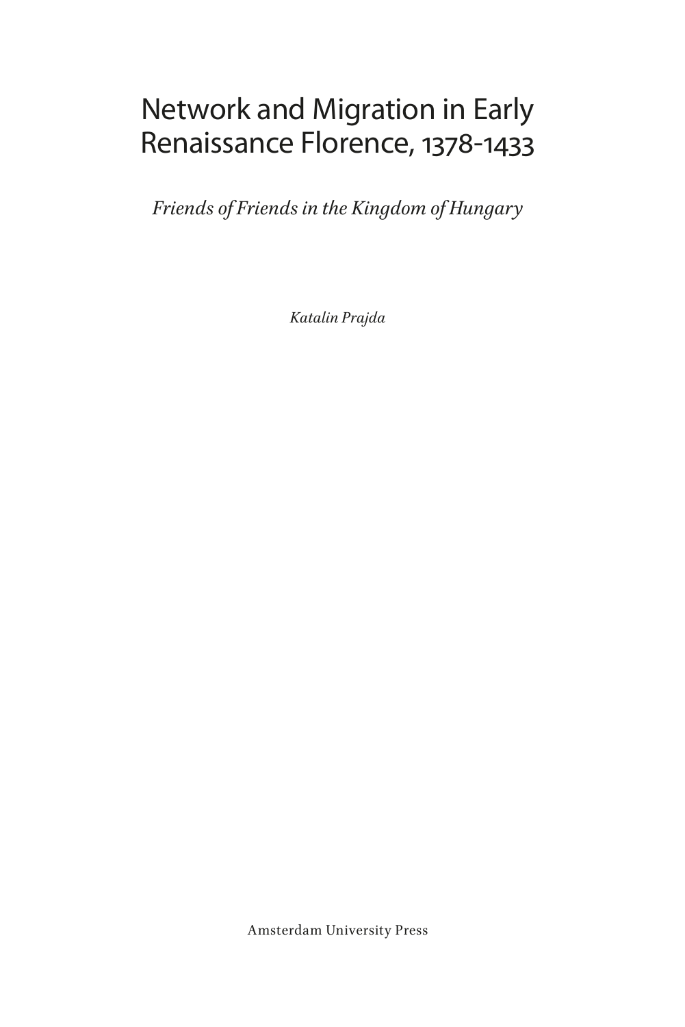# Network and Migration in Early Renaissance Florence, 1378-1433

*Friends of Friends in the Kingdom of Hungary*

*Katalin Prajda*

Amsterdam University Press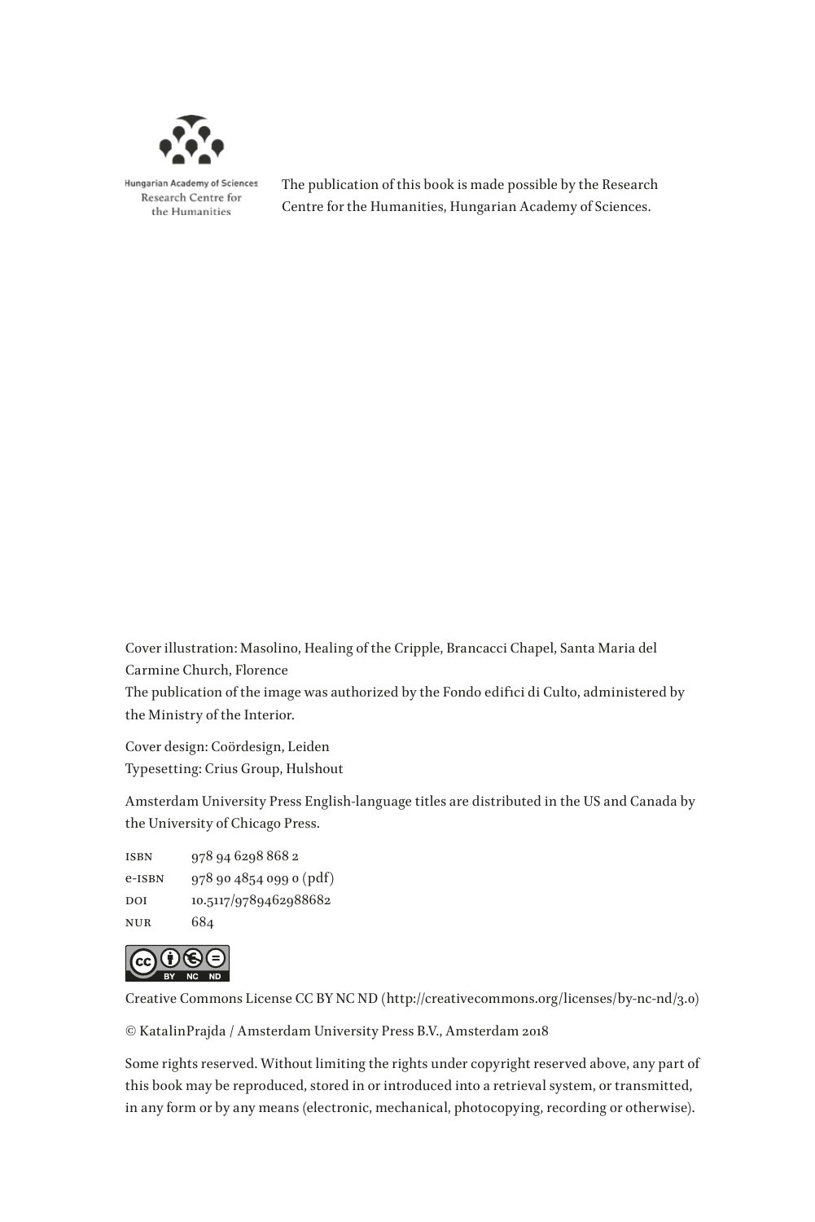Hungarian Academy of Sciences
Research Centre for
the Humanities

The publication of this book is made possible by the Research Centre for the Humanities, Hungarian Academy of Sciences.

Cover illustration: Masolino, Healing of the Cripple, Brancacci Chapel, Santa Maria del Carmine Church, Florence
The publication of the image was authorized by the Fondo edifici di Culto, administered by the Ministry of the Interior.

Cover design: Coördesign, Leiden
Typesetting: Crius Group, Hulshout

Amsterdam University Press English-language titles are distributed in the US and Canada by the University of Chicago Press.

| | |
|---|---|
| ISBN | 978 94 6298 868 2 |
| e-ISBN | 978 90 4854 099 0 (pdf) |
| DOI | 10.5117/9789462988682 |
| NUR | 684 |

Creative Commons License CC BY NC ND (http://creativecommons.org/licenses/by-nc-nd/3.0)

© KatalinPrajda / Amsterdam University Press B.V., Amsterdam 2018

Some rights reserved. Without limiting the rights under copyright reserved above, any part of this book may be reproduced, stored in or introduced into a retrieval system, or transmitted, in any form or by any means (electronic, mechanical, photocopying, recording or otherwise).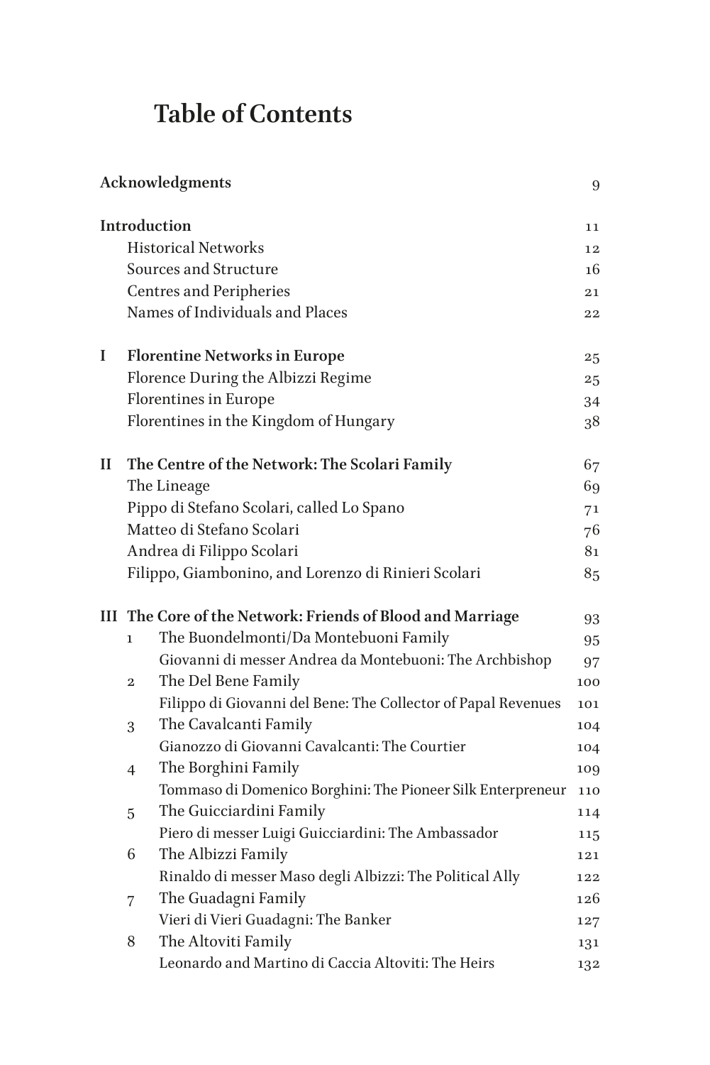# Table of Contents

| | | |
|---|---|---|
| **Acknowledgments** | | 9 |
| **Introduction** | | 11 |
| | Historical Networks | 12 |
| | Sources and Structure | 16 |
| | Centres and Peripheries | 21 |
| | Names of Individuals and Places | 22 |
| **I** | **Florentine Networks in Europe** | 25 |
| | Florence During the Albizzi Regime | 25 |
| | Florentines in Europe | 34 |
| | Florentines in the Kingdom of Hungary | 38 |
| **II** | **The Centre of the Network: The Scolari Family** | 67 |
| | The Lineage | 69 |
| | Pippo di Stefano Scolari, called Lo Spano | 71 |
| | Matteo di Stefano Scolari | 76 |
| | Andrea di Filippo Scolari | 81 |
| | Filippo, Giambonino, and Lorenzo di Rinieri Scolari | 85 |
| **III** | **The Core of the Network: Friends of Blood and Marriage** | 93 |
| 1 | The Buondelmonti/Da Montebuoni Family | 95 |
| | Giovanni di messer Andrea da Montebuoni: The Archbishop | 97 |
| 2 | The Del Bene Family | 100 |
| | Filippo di Giovanni del Bene: The Collector of Papal Revenues | 101 |
| 3 | The Cavalcanti Family | 104 |
| | Gianozzo di Giovanni Cavalcanti: The Courtier | 104 |
| 4 | The Borghini Family | 109 |
| | Tommaso di Domenico Borghini: The Pioneer Silk Enterpreneur | 110 |
| 5 | The Guicciardini Family | 114 |
| | Piero di messer Luigi Guicciardini: The Ambassador | 115 |
| 6 | The Albizzi Family | 121 |
| | Rinaldo di messer Maso degli Albizzi: The Political Ally | 122 |
| 7 | The Guadagni Family | 126 |
| | Vieri di Vieri Guadagni: The Banker | 127 |
| 8 | The Altoviti Family | 131 |
| | Leonardo and Martino di Caccia Altoviti: The Heirs | 132 |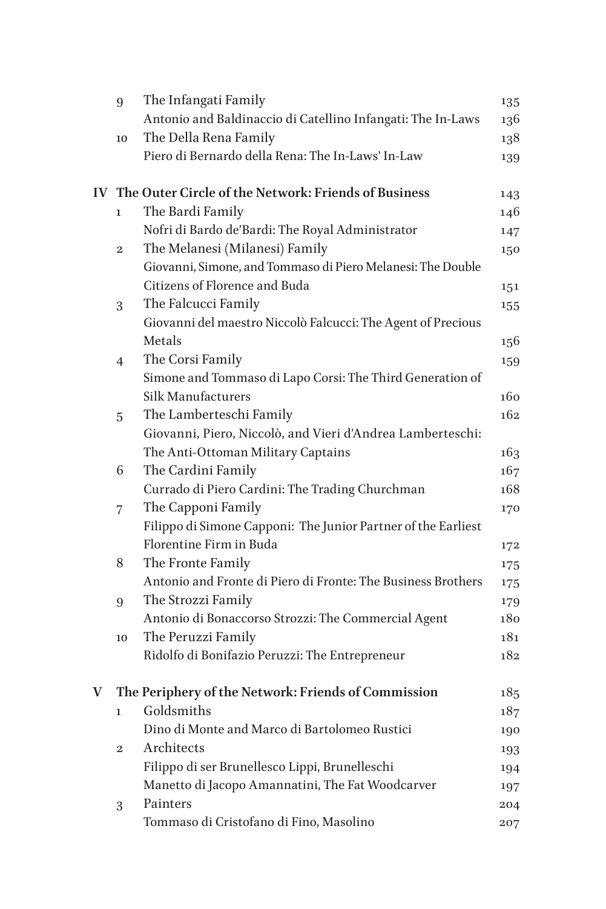| | | | |
|---|---|---|---|
| | 9 | The Infangati Family | 135 |
| | | Antonio and Baldinaccio di Catellino Infangati: The In-Laws | 136 |
| | 10 | The Della Rena Family | 138 |
| | | Piero di Bernardo della Rena: The In-Laws' In-Law | 139 |
| **IV** | **The Outer Circle of the Network: Friends of Business** | | 143 |
| | 1 | The Bardi Family | 146 |
| | | Nofri di Bardo de'Bardi: The Royal Administrator | 147 |
| | 2 | The Melanesi (Milanesi) Family | 150 |
| | | Giovanni, Simone, and Tommaso di Piero Melanesi: The Double Citizens of Florence and Buda | 151 |
| | 3 | The Falcucci Family | 155 |
| | | Giovanni del maestro Niccolò Falcucci: The Agent of Precious Metals | 156 |
| | 4 | The Corsi Family | 159 |
| | | Simone and Tommaso di Lapo Corsi: The Third Generation of Silk Manufacturers | 160 |
| | 5 | The Lamberteschi Family | 162 |
| | | Giovanni, Piero, Niccolò, and Vieri d'Andrea Lamberteschi: The Anti-Ottoman Military Captains | 163 |
| | 6 | The Cardini Family | 167 |
| | | Currado di Piero Cardini: The Trading Churchman | 168 |
| | 7 | The Capponi Family | 170 |
| | | Filippo di Simone Capponi: The Junior Partner of the Earliest Florentine Firm in Buda | 172 |
| | 8 | The Fronte Family | 175 |
| | | Antonio and Fronte di Piero di Fronte: The Business Brothers | 175 |
| | 9 | The Strozzi Family | 179 |
| | | Antonio di Bonaccorso Strozzi: The Commercial Agent | 180 |
| | 10 | The Peruzzi Family | 181 |
| | | Ridolfo di Bonifazio Peruzzi: The Entrepreneur | 182 |
| **V** | **The Periphery of the Network: Friends of Commission** | | 185 |
| | 1 | Goldsmiths | 187 |
| | | Dino di Monte and Marco di Bartolomeo Rustici | 190 |
| | 2 | Architects | 193 |
| | | Filippo di ser Brunellesco Lippi, Brunelleschi | 194 |
| | | Manetto di Jacopo Amannatini, The Fat Woodcarver | 197 |
| | 3 | Painters | 204 |
| | | Tommaso di Cristofano di Fino, Masolino | 207 |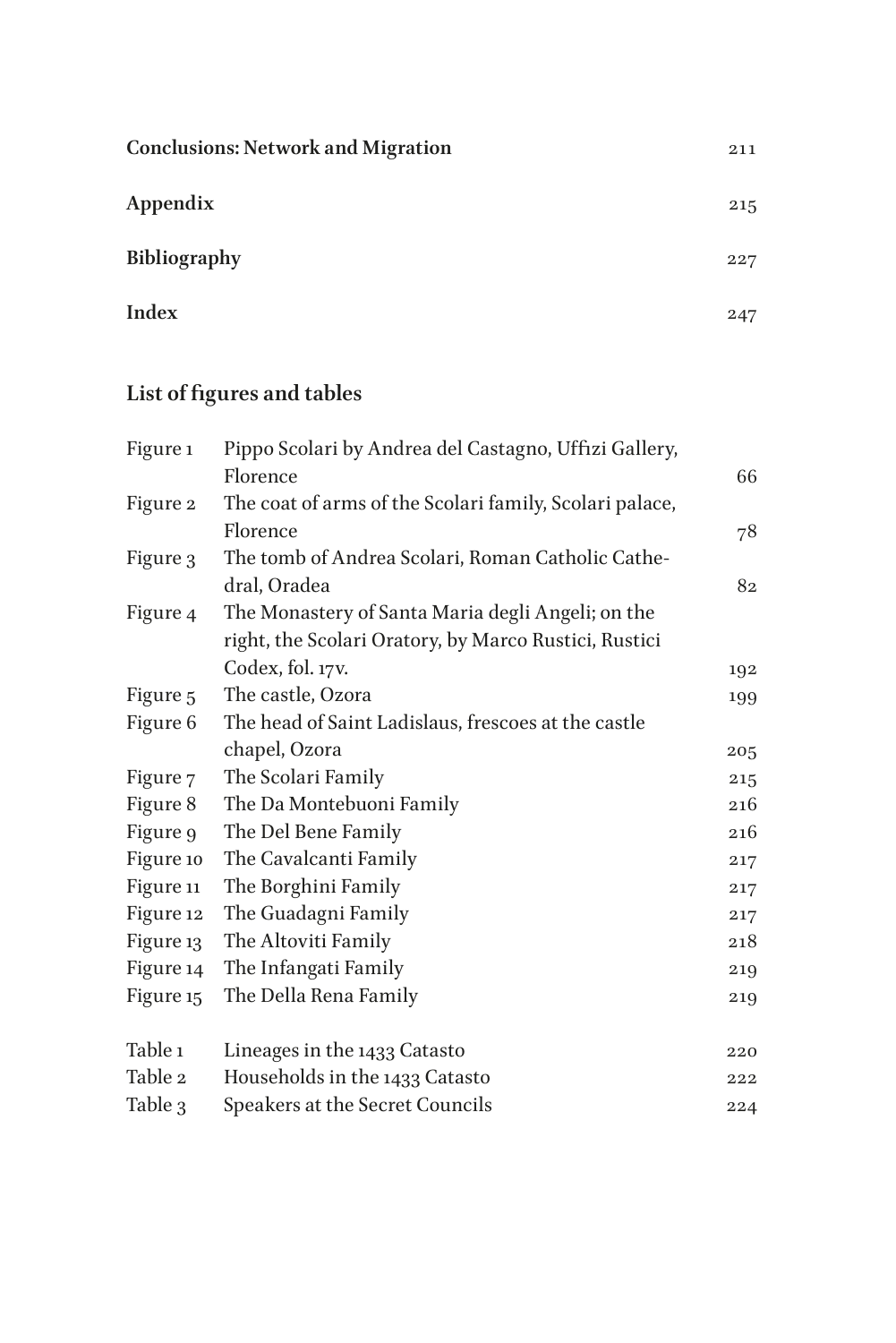| | |
|---|---|
| **Conclusions: Network and Migration** | 211 |
| **Appendix** | 215 |
| **Bibliography** | 227 |
| **Index** | 247 |

## List of figures and tables

| | | |
|---|---|---|
| Figure 1 | Pippo Scolari by Andrea del Castagno, Uffizi Gallery, Florence | 66 |
| Figure 2 | The coat of arms of the Scolari family, Scolari palace, Florence | 78 |
| Figure 3 | The tomb of Andrea Scolari, Roman Catholic Cathedral, Oradea | 82 |
| Figure 4 | The Monastery of Santa Maria degli Angeli; on the right, the Scolari Oratory, by Marco Rustici, Rustici Codex, fol. 17v. | 192 |
| Figure 5 | The castle, Ozora | 199 |
| Figure 6 | The head of Saint Ladislaus, frescoes at the castle chapel, Ozora | 205 |
| Figure 7 | The Scolari Family | 215 |
| Figure 8 | The Da Montebuoni Family | 216 |
| Figure 9 | The Del Bene Family | 216 |
| Figure 10 | The Cavalcanti Family | 217 |
| Figure 11 | The Borghini Family | 217 |
| Figure 12 | The Guadagni Family | 217 |
| Figure 13 | The Altoviti Family | 218 |
| Figure 14 | The Infangati Family | 219 |
| Figure 15 | The Della Rena Family | 219 |

| | | |
|---|---|---|
| Table 1 | Lineages in the 1433 Catasto | 220 |
| Table 2 | Households in the 1433 Catasto | 222 |
| Table 3 | Speakers at the Secret Councils | 224 |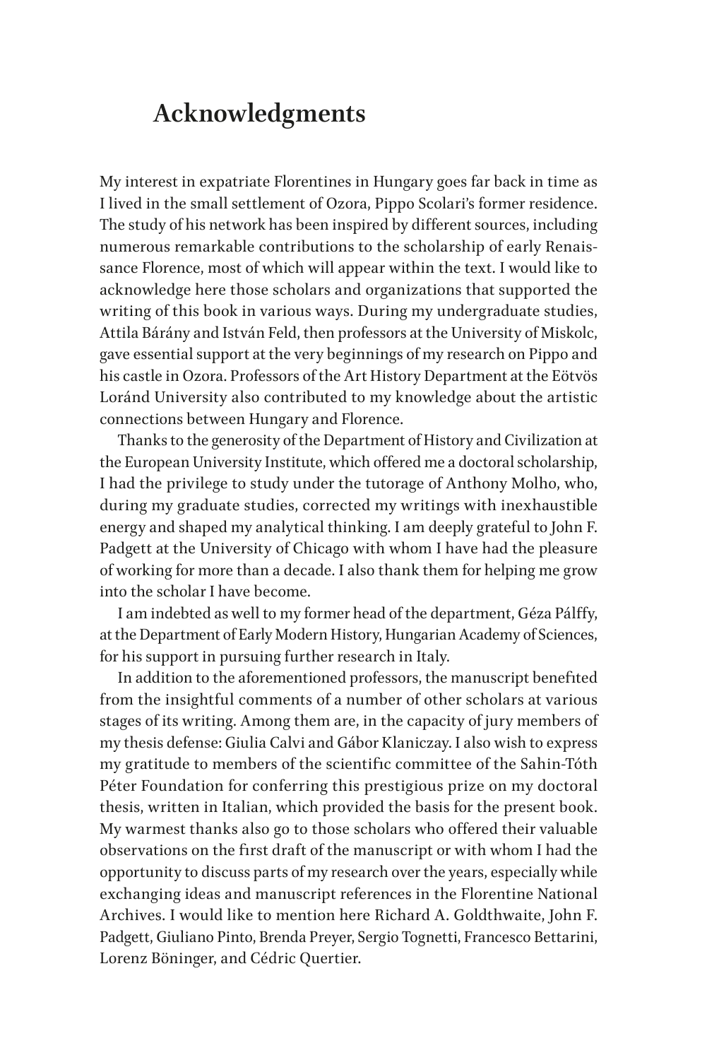## Acknowledgments

My interest in expatriate Florentines in Hungary goes far back in time as I lived in the small settlement of Ozora, Pippo Scolari's former residence. The study of his network has been inspired by different sources, including numerous remarkable contributions to the scholarship of early Renaissance Florence, most of which will appear within the text. I would like to acknowledge here those scholars and organizations that supported the writing of this book in various ways. During my undergraduate studies, Attila Bárány and István Feld, then professors at the University of Miskolc, gave essential support at the very beginnings of my research on Pippo and his castle in Ozora. Professors of the Art History Department at the Eötvös Loránd University also contributed to my knowledge about the artistic connections between Hungary and Florence.

Thanks to the generosity of the Department of History and Civilization at the European University Institute, which offered me a doctoral scholarship, I had the privilege to study under the tutorage of Anthony Molho, who, during my graduate studies, corrected my writings with inexhaustible energy and shaped my analytical thinking. I am deeply grateful to John F. Padgett at the University of Chicago with whom I have had the pleasure of working for more than a decade. I also thank them for helping me grow into the scholar I have become.

I am indebted as well to my former head of the department, Géza Pálffy, at the Department of Early Modern History, Hungarian Academy of Sciences, for his support in pursuing further research in Italy.

In addition to the aforementioned professors, the manuscript benefited from the insightful comments of a number of other scholars at various stages of its writing. Among them are, in the capacity of jury members of my thesis defense: Giulia Calvi and Gábor Klaniczay. I also wish to express my gratitude to members of the scientific committee of the Sahin-Tóth Péter Foundation for conferring this prestigious prize on my doctoral thesis, written in Italian, which provided the basis for the present book. My warmest thanks also go to those scholars who offered their valuable observations on the first draft of the manuscript or with whom I had the opportunity to discuss parts of my research over the years, especially while exchanging ideas and manuscript references in the Florentine National Archives. I would like to mention here Richard A. Goldthwaite, John F. Padgett, Giuliano Pinto, Brenda Preyer, Sergio Tognetti, Francesco Bettarini, Lorenz Böninger, and Cédric Quertier.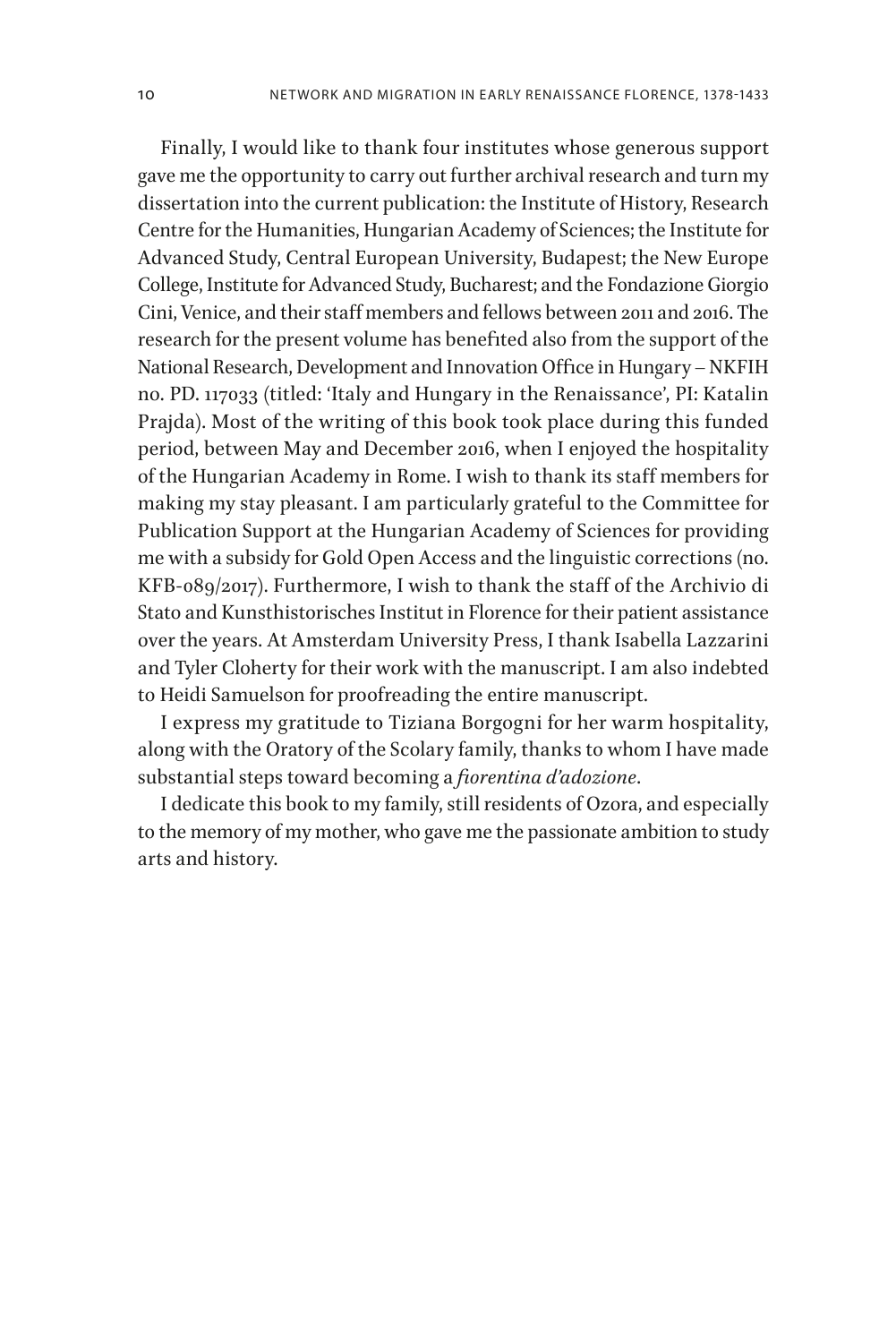Finally, I would like to thank four institutes whose generous support gave me the opportunity to carry out further archival research and turn my dissertation into the current publication: the Institute of History, Research Centre for the Humanities, Hungarian Academy of Sciences; the Institute for Advanced Study, Central European University, Budapest; the New Europe College, Institute for Advanced Study, Bucharest; and the Fondazione Giorgio Cini, Venice, and their staff members and fellows between 2011 and 2016. The research for the present volume has benefited also from the support of the National Research, Development and Innovation Office in Hungary – NKFIH no. PD. 117033 (titled: 'Italy and Hungary in the Renaissance', PI: Katalin Prajda). Most of the writing of this book took place during this funded period, between May and December 2016, when I enjoyed the hospitality of the Hungarian Academy in Rome. I wish to thank its staff members for making my stay pleasant. I am particularly grateful to the Committee for Publication Support at the Hungarian Academy of Sciences for providing me with a subsidy for Gold Open Access and the linguistic corrections (no. KFB-089/2017). Furthermore, I wish to thank the staff of the Archivio di Stato and Kunsthistorisches Institut in Florence for their patient assistance over the years. At Amsterdam University Press, I thank Isabella Lazzarini and Tyler Cloherty for their work with the manuscript. I am also indebted to Heidi Samuelson for proofreading the entire manuscript.

I express my gratitude to Tiziana Borgogni for her warm hospitality, along with the Oratory of the Scolary family, thanks to whom I have made substantial steps toward becoming a *fiorentina d'adozione*.

I dedicate this book to my family, still residents of Ozora, and especially to the memory of my mother, who gave me the passionate ambition to study arts and history.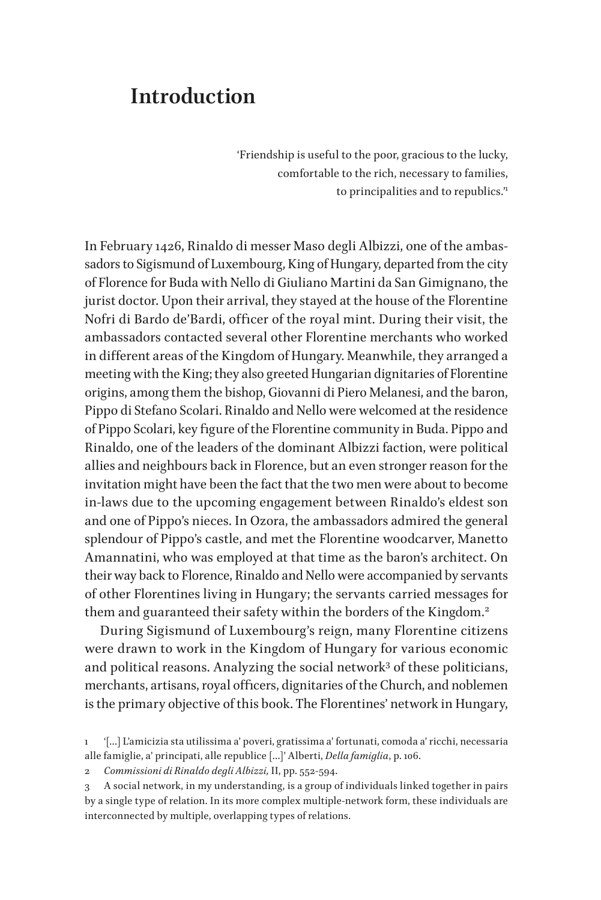# Introduction

> 'Friendship is useful to the poor, gracious to the lucky, comfortable to the rich, necessary to families, to principalities and to republics.'[1]

In February 1426, Rinaldo di messer Maso degli Albizzi, one of the ambassadors to Sigismund of Luxembourg, King of Hungary, departed from the city of Florence for Buda with Nello di Giuliano Martini da San Gimignano, the jurist doctor. Upon their arrival, they stayed at the house of the Florentine Nofri di Bardo de'Bardi, officer of the royal mint. During their visit, the ambassadors contacted several other Florentine merchants who worked in different areas of the Kingdom of Hungary. Meanwhile, they arranged a meeting with the King; they also greeted Hungarian dignitaries of Florentine origins, among them the bishop, Giovanni di Piero Melanesi, and the baron, Pippo di Stefano Scolari. Rinaldo and Nello were welcomed at the residence of Pippo Scolari, key figure of the Florentine community in Buda. Pippo and Rinaldo, one of the leaders of the dominant Albizzi faction, were political allies and neighbours back in Florence, but an even stronger reason for the invitation might have been the fact that the two men were about to become in-laws due to the upcoming engagement between Rinaldo's eldest son and one of Pippo's nieces. In Ozora, the ambassadors admired the general splendour of Pippo's castle, and met the Florentine woodcarver, Manetto Amannatini, who was employed at that time as the baron's architect. On their way back to Florence, Rinaldo and Nello were accompanied by servants of other Florentines living in Hungary; the servants carried messages for them and guaranteed their safety within the borders of the Kingdom.[2]

During Sigismund of Luxembourg's reign, many Florentine citizens were drawn to work in the Kingdom of Hungary for various economic and political reasons. Analyzing the social network[3] of these politicians, merchants, artisans, royal officers, dignitaries of the Church, and noblemen is the primary objective of this book. The Florentines' network in Hungary,

1 '[…] L'amicizia sta utilissima a' poveri, gratissima a' fortunati, comoda a' ricchi, necessaria alle famiglie, a' principati, alle republice […]' Alberti, *Della famiglia*, p. 106.

2 *Commissioni di Rinaldo degli Albizzi,* II, pp. 552-594.

3 A social network, in my understanding, is a group of individuals linked together in pairs by a single type of relation. In its more complex multiple-network form, these individuals are interconnected by multiple, overlapping types of relations.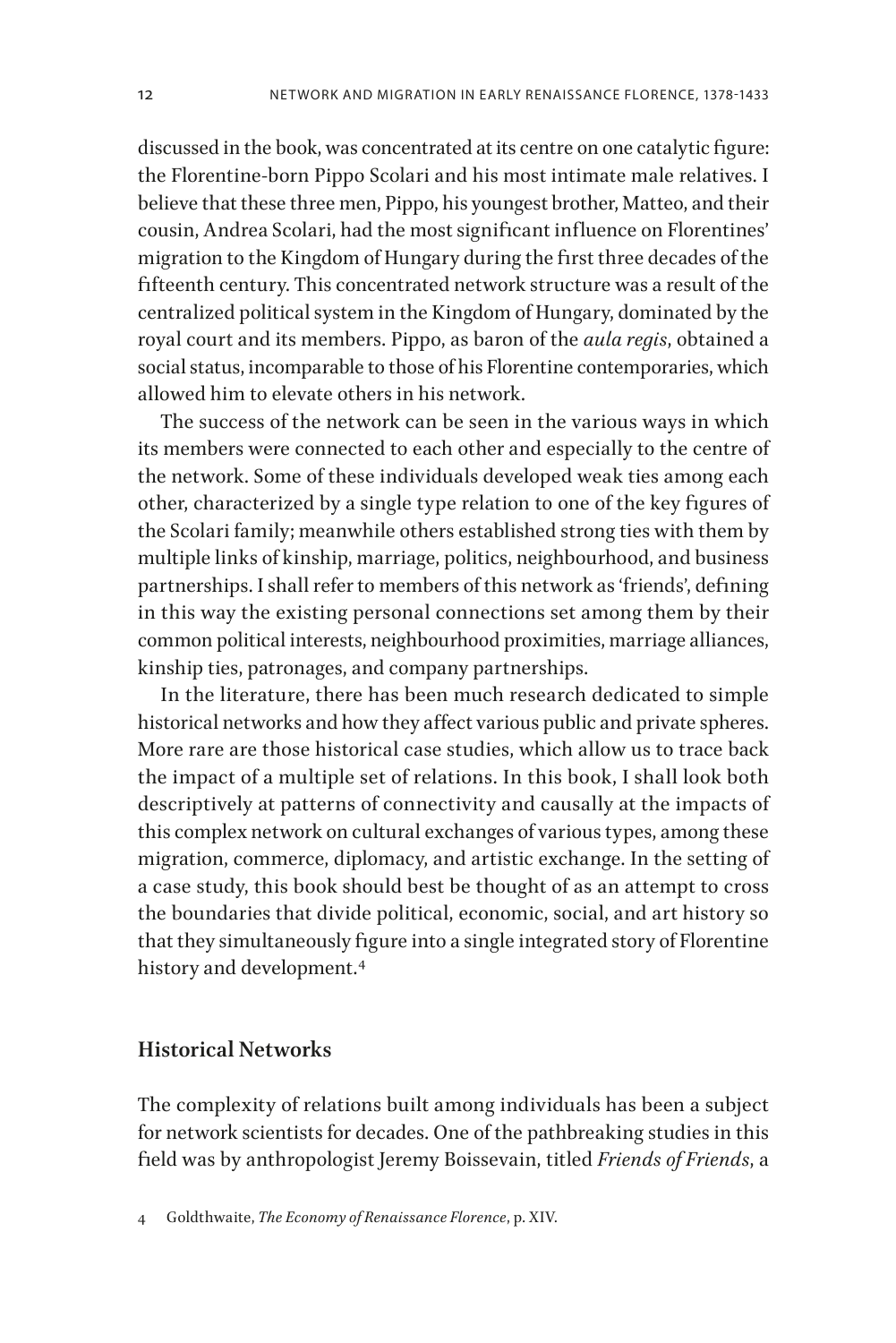discussed in the book, was concentrated at its centre on one catalytic figure: the Florentine-born Pippo Scolari and his most intimate male relatives. I believe that these three men, Pippo, his youngest brother, Matteo, and their cousin, Andrea Scolari, had the most significant influence on Florentines' migration to the Kingdom of Hungary during the first three decades of the fifteenth century. This concentrated network structure was a result of the centralized political system in the Kingdom of Hungary, dominated by the royal court and its members. Pippo, as baron of the *aula regis*, obtained a social status, incomparable to those of his Florentine contemporaries, which allowed him to elevate others in his network.

The success of the network can be seen in the various ways in which its members were connected to each other and especially to the centre of the network. Some of these individuals developed weak ties among each other, characterized by a single type relation to one of the key figures of the Scolari family; meanwhile others established strong ties with them by multiple links of kinship, marriage, politics, neighbourhood, and business partnerships. I shall refer to members of this network as 'friends', defining in this way the existing personal connections set among them by their common political interests, neighbourhood proximities, marriage alliances, kinship ties, patronages, and company partnerships.

In the literature, there has been much research dedicated to simple historical networks and how they affect various public and private spheres. More rare are those historical case studies, which allow us to trace back the impact of a multiple set of relations. In this book, I shall look both descriptively at patterns of connectivity and causally at the impacts of this complex network on cultural exchanges of various types, among these migration, commerce, diplomacy, and artistic exchange. In the setting of a case study, this book should best be thought of as an attempt to cross the boundaries that divide political, economic, social, and art history so that they simultaneously figure into a single integrated story of Florentine history and development.[4]

## Historical Networks

The complexity of relations built among individuals has been a subject for network scientists for decades. One of the pathbreaking studies in this field was by anthropologist Jeremy Boissevain, titled *Friends of Friends*, a

4 Goldthwaite, *The Economy of Renaissance Florence*, p. XIV.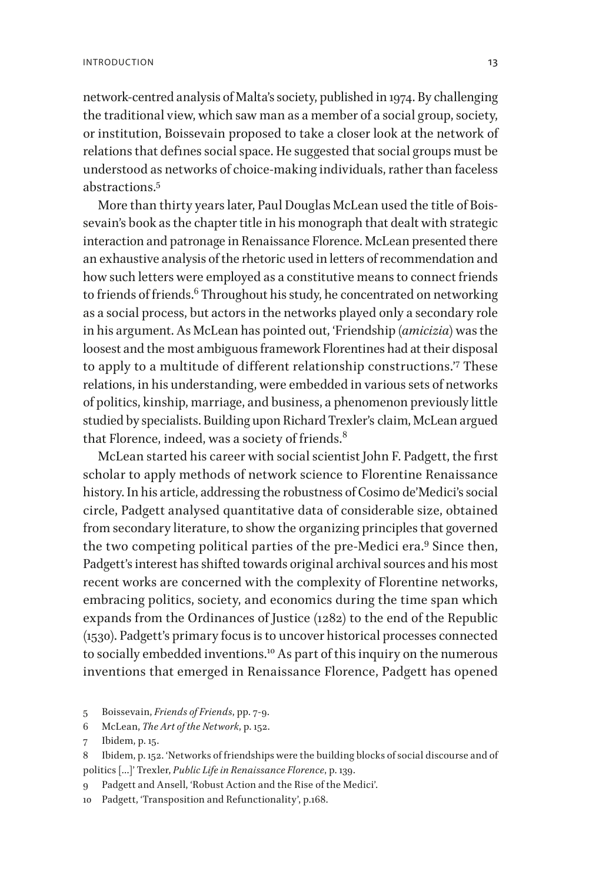network-centred analysis of Malta's society, published in 1974. By challenging the traditional view, which saw man as a member of a social group, society, or institution, Boissevain proposed to take a closer look at the network of relations that defines social space. He suggested that social groups must be understood as networks of choice-making individuals, rather than faceless abstractions.[5]

More than thirty years later, Paul Douglas McLean used the title of Boissevain's book as the chapter title in his monograph that dealt with strategic interaction and patronage in Renaissance Florence. McLean presented there an exhaustive analysis of the rhetoric used in letters of recommendation and how such letters were employed as a constitutive means to connect friends to friends of friends.[6] Throughout his study, he concentrated on networking as a social process, but actors in the networks played only a secondary role in his argument. As McLean has pointed out, 'Friendship (*amicizia*) was the loosest and the most ambiguous framework Florentines had at their disposal to apply to a multitude of different relationship constructions.'[7] These relations, in his understanding, were embedded in various sets of networks of politics, kinship, marriage, and business, a phenomenon previously little studied by specialists. Building upon Richard Trexler's claim, McLean argued that Florence, indeed, was a society of friends.[8]

McLean started his career with social scientist John F. Padgett, the first scholar to apply methods of network science to Florentine Renaissance history. In his article, addressing the robustness of Cosimo de'Medici's social circle, Padgett analysed quantitative data of considerable size, obtained from secondary literature, to show the organizing principles that governed the two competing political parties of the pre-Medici era.[9] Since then, Padgett's interest has shifted towards original archival sources and his most recent works are concerned with the complexity of Florentine networks, embracing politics, society, and economics during the time span which expands from the Ordinances of Justice (1282) to the end of the Republic (1530). Padgett's primary focus is to uncover historical processes connected to socially embedded inventions.[10] As part of this inquiry on the numerous inventions that emerged in Renaissance Florence, Padgett has opened

5 Boissevain, *Friends of Friends*, pp. 7-9.

6 McLean, *The Art of the Network*, p. 152.

7 Ibidem, p. 15.

8 Ibidem, p. 152. 'Networks of friendships were the building blocks of social discourse and of politics […]' Trexler, *Public Life in Renaissance Florence*, p. 139.

9 Padgett and Ansell, 'Robust Action and the Rise of the Medici'.

10 Padgett, 'Transposition and Refunctionality', p.168.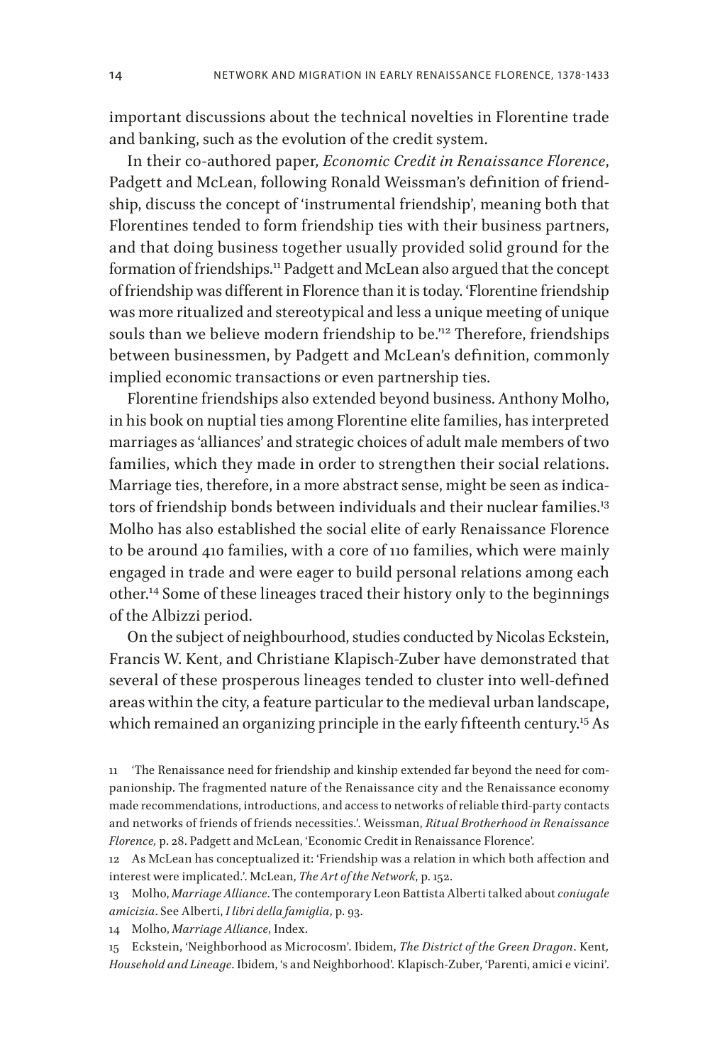important discussions about the technical novelties in Florentine trade and banking, such as the evolution of the credit system.

In their co-authored paper, *Economic Credit in Renaissance Florence*, Padgett and McLean, following Ronald Weissman's definition of friendship, discuss the concept of 'instrumental friendship', meaning both that Florentines tended to form friendship ties with their business partners, and that doing business together usually provided solid ground for the formation of friendships.[11] Padgett and McLean also argued that the concept of friendship was different in Florence than it is today. 'Florentine friendship was more ritualized and stereotypical and less a unique meeting of unique souls than we believe modern friendship to be.'[12] Therefore, friendships between businessmen, by Padgett and McLean's definition, commonly implied economic transactions or even partnership ties.

Florentine friendships also extended beyond business. Anthony Molho, in his book on nuptial ties among Florentine elite families, has interpreted marriages as 'alliances' and strategic choices of adult male members of two families, which they made in order to strengthen their social relations. Marriage ties, therefore, in a more abstract sense, might be seen as indicators of friendship bonds between individuals and their nuclear families.[13] Molho has also established the social elite of early Renaissance Florence to be around 410 families, with a core of 110 families, which were mainly engaged in trade and were eager to build personal relations among each other.[14] Some of these lineages traced their history only to the beginnings of the Albizzi period.

On the subject of neighbourhood, studies conducted by Nicolas Eckstein, Francis W. Kent, and Christiane Klapisch-Zuber have demonstrated that several of these prosperous lineages tended to cluster into well-defined areas within the city, a feature particular to the medieval urban landscape, which remained an organizing principle in the early fifteenth century.[15] As

11 'The Renaissance need for friendship and kinship extended far beyond the need for companionship. The fragmented nature of the Renaissance city and the Renaissance economy made recommendations, introductions, and access to networks of reliable third-party contacts and networks of friends of friends necessities.'. Weissman, *Ritual Brotherhood in Renaissance Florence,* p. 28. Padgett and McLean, 'Economic Credit in Renaissance Florence'.

12 As McLean has conceptualized it: 'Friendship was a relation in which both affection and interest were implicated.'. McLean, *The Art of the Network*, p. 152.

13 Molho, *Marriage Alliance*. The contemporary Leon Battista Alberti talked about *coniugale amicizia*. See Alberti, *I libri della famiglia*, p. 93.

14 Molho, *Marriage Alliance*, Index.

15 Eckstein, 'Neighborhood as Microcosm'. Ibidem, *The District of the Green Dragon*. Kent, *Household and Lineage*. Ibidem, 's and Neighborhood'. Klapisch-Zuber, 'Parenti, amici e vicini'.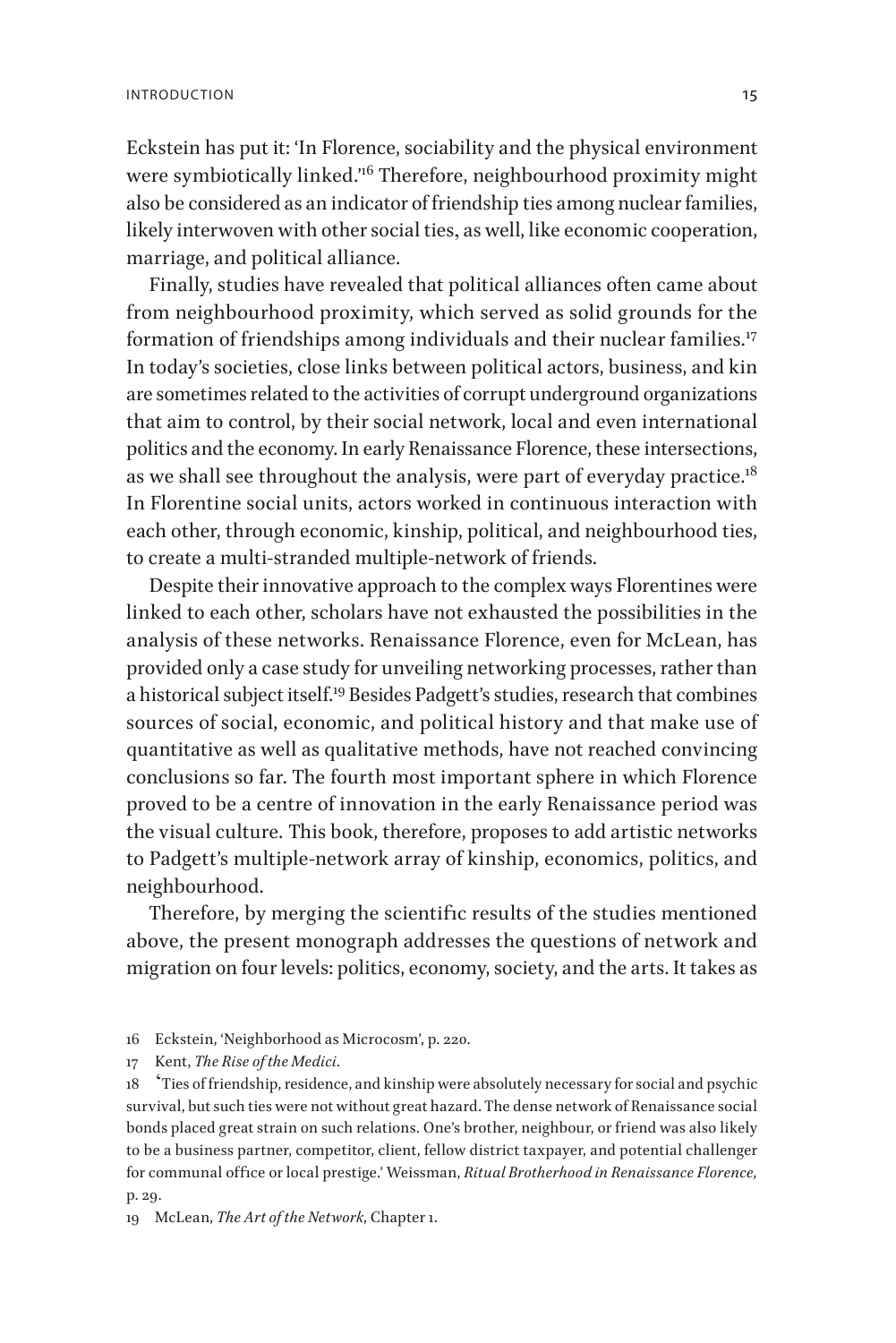Eckstein has put it: 'In Florence, sociability and the physical environment were symbiotically linked.'[16] Therefore, neighbourhood proximity might also be considered as an indicator of friendship ties among nuclear families, likely interwoven with other social ties, as well, like economic cooperation, marriage, and political alliance.

Finally, studies have revealed that political alliances often came about from neighbourhood proximity, which served as solid grounds for the formation of friendships among individuals and their nuclear families.[17] In today's societies, close links between political actors, business, and kin are sometimes related to the activities of corrupt underground organizations that aim to control, by their social network, local and even international politics and the economy. In early Renaissance Florence, these intersections, as we shall see throughout the analysis, were part of everyday practice.[18] In Florentine social units, actors worked in continuous interaction with each other, through economic, kinship, political, and neighbourhood ties, to create a multi-stranded multiple-network of friends.

Despite their innovative approach to the complex ways Florentines were linked to each other, scholars have not exhausted the possibilities in the analysis of these networks. Renaissance Florence, even for McLean, has provided only a case study for unveiling networking processes, rather than a historical subject itself.[19] Besides Padgett's studies, research that combines sources of social, economic, and political history and that make use of quantitative as well as qualitative methods, have not reached convincing conclusions so far. The fourth most important sphere in which Florence proved to be a centre of innovation in the early Renaissance period was the visual culture. This book, therefore, proposes to add artistic networks to Padgett's multiple-network array of kinship, economics, politics, and neighbourhood.

Therefore, by merging the scientific results of the studies mentioned above, the present monograph addresses the questions of network and migration on four levels: politics, economy, society, and the arts. It takes as

16 Eckstein, 'Neighborhood as Microcosm', p. 220.

17 Kent, *The Rise of the Medici*.

18 'Ties of friendship, residence, and kinship were absolutely necessary for social and psychic survival, but such ties were not without great hazard. The dense network of Renaissance social bonds placed great strain on such relations. One's brother, neighbour, or friend was also likely to be a business partner, competitor, client, fellow district taxpayer, and potential challenger for communal office or local prestige.' Weissman, *Ritual Brotherhood in Renaissance Florence,* p. 29.

19 McLean, *The Art of the Network*, Chapter 1.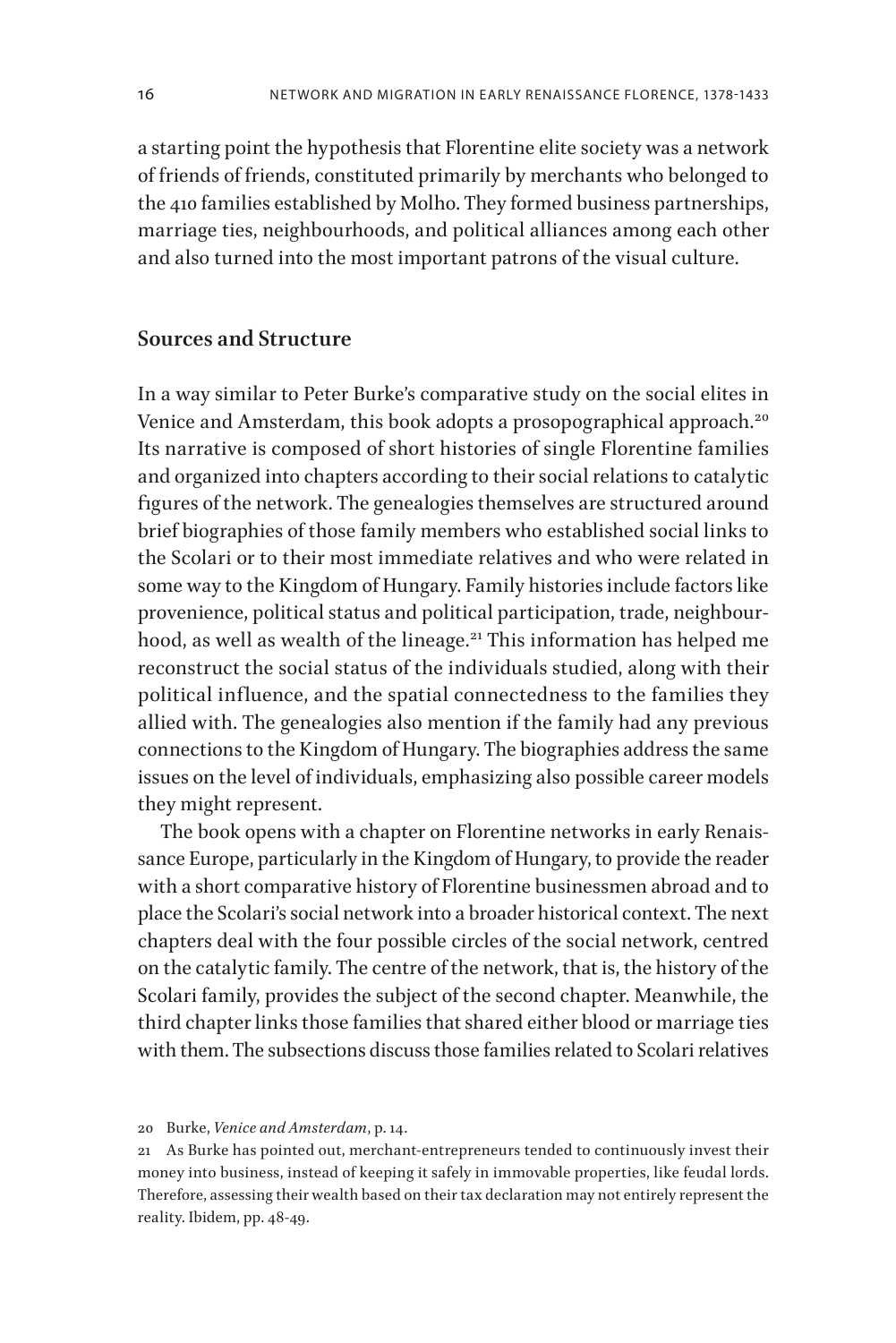a starting point the hypothesis that Florentine elite society was a network of friends of friends, constituted primarily by merchants who belonged to the 410 families established by Molho. They formed business partnerships, marriage ties, neighbourhoods, and political alliances among each other and also turned into the most important patrons of the visual culture.

## Sources and Structure

In a way similar to Peter Burke's comparative study on the social elites in Venice and Amsterdam, this book adopts a prosopographical approach.[20] Its narrative is composed of short histories of single Florentine families and organized into chapters according to their social relations to catalytic figures of the network. The genealogies themselves are structured around brief biographies of those family members who established social links to the Scolari or to their most immediate relatives and who were related in some way to the Kingdom of Hungary. Family histories include factors like provenience, political status and political participation, trade, neighbourhood, as well as wealth of the lineage.[21] This information has helped me reconstruct the social status of the individuals studied, along with their political influence, and the spatial connectedness to the families they allied with. The genealogies also mention if the family had any previous connections to the Kingdom of Hungary. The biographies address the same issues on the level of individuals, emphasizing also possible career models they might represent.

The book opens with a chapter on Florentine networks in early Renaissance Europe, particularly in the Kingdom of Hungary, to provide the reader with a short comparative history of Florentine businessmen abroad and to place the Scolari's social network into a broader historical context. The next chapters deal with the four possible circles of the social network, centred on the catalytic family. The centre of the network, that is, the history of the Scolari family, provides the subject of the second chapter. Meanwhile, the third chapter links those families that shared either blood or marriage ties with them. The subsections discuss those families related to Scolari relatives

20 Burke, *Venice and Amsterdam*, p. 14.

21 As Burke has pointed out, merchant-entrepreneurs tended to continuously invest their money into business, instead of keeping it safely in immovable properties, like feudal lords. Therefore, assessing their wealth based on their tax declaration may not entirely represent the reality. Ibidem, pp. 48-49.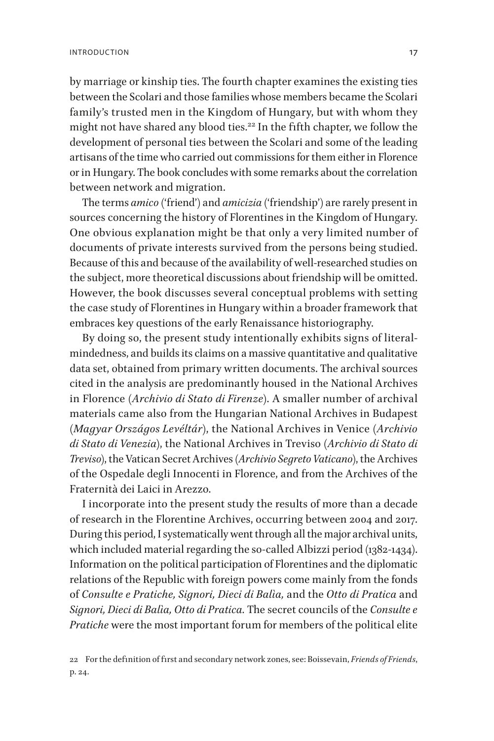by marriage or kinship ties. The fourth chapter examines the existing ties between the Scolari and those families whose members became the Scolari family's trusted men in the Kingdom of Hungary, but with whom they might not have shared any blood ties.[22] In the fifth chapter, we follow the development of personal ties between the Scolari and some of the leading artisans of the time who carried out commissions for them either in Florence or in Hungary. The book concludes with some remarks about the correlation between network and migration.

The terms *amico* ('friend') and *amicizia* ('friendship') are rarely present in sources concerning the history of Florentines in the Kingdom of Hungary. One obvious explanation might be that only a very limited number of documents of private interests survived from the persons being studied. Because of this and because of the availability of well-researched studies on the subject, more theoretical discussions about friendship will be omitted. However, the book discusses several conceptual problems with setting the case study of Florentines in Hungary within a broader framework that embraces key questions of the early Renaissance historiography.

By doing so, the present study intentionally exhibits signs of literal-mindedness, and builds its claims on a massive quantitative and qualitative data set, obtained from primary written documents. The archival sources cited in the analysis are predominantly housed in the National Archives in Florence (*Archivio di Stato di Firenze*). A smaller number of archival materials came also from the Hungarian National Archives in Budapest (*Magyar Országos Levéltár*), the National Archives in Venice (*Archivio di Stato di Venezia*), the National Archives in Treviso (*Archivio di Stato di Treviso*), the Vatican Secret Archives (*Archivio Segreto Vaticano*), the Archives of the Ospedale degli Innocenti in Florence, and from the Archives of the Fraternità dei Laici in Arezzo.

I incorporate into the present study the results of more than a decade of research in the Florentine Archives, occurring between 2004 and 2017. During this period, I systematically went through all the major archival units, which included material regarding the so-called Albizzi period (1382-1434). Information on the political participation of Florentines and the diplomatic relations of the Republic with foreign powers come mainly from the fonds of *Consulte e Pratiche, Signori, Dieci di Balìa,* and the *Otto di Pratica* and *Signori, Dieci di Balìa, Otto di Pratica.* The secret councils of the *Consulte e Pratiche* were the most important forum for members of the political elite

22 For the definition of first and secondary network zones, see: Boissevain, *Friends of Friends*, p. 24.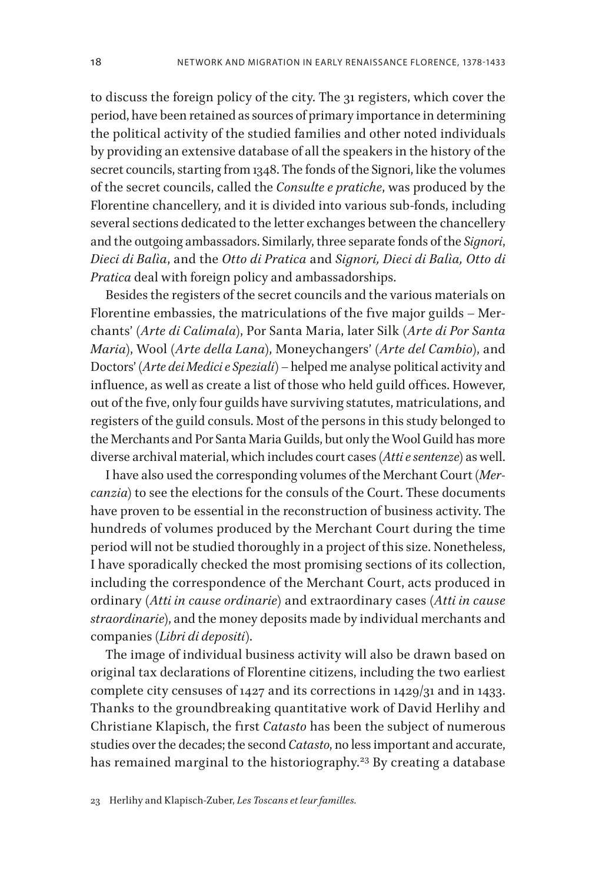to discuss the foreign policy of the city. The 31 registers, which cover the period, have been retained as sources of primary importance in determining the political activity of the studied families and other noted individuals by providing an extensive database of all the speakers in the history of the secret councils, starting from 1348. The fonds of the Signori, like the volumes of the secret councils, called the *Consulte e pratiche*, was produced by the Florentine chancellery, and it is divided into various sub-fonds, including several sections dedicated to the letter exchanges between the chancellery and the outgoing ambassadors. Similarly, three separate fonds of the *Signori*, *Dieci di Balìa*, and the *Otto di Pratica* and *Signori, Dieci di Balìa, Otto di Pratica* deal with foreign policy and ambassadorships.

Besides the registers of the secret councils and the various materials on Florentine embassies, the matriculations of the five major guilds – Merchants' (*Arte di Calimala*), Por Santa Maria, later Silk (*Arte di Por Santa Maria*), Wool (*Arte della Lana*), Moneychangers' (*Arte del Cambio*), and Doctors' (*Arte dei Medici e Speziali*) – helped me analyse political activity and influence, as well as create a list of those who held guild offices. However, out of the five, only four guilds have surviving statutes, matriculations, and registers of the guild consuls. Most of the persons in this study belonged to the Merchants and Por Santa Maria Guilds, but only the Wool Guild has more diverse archival material, which includes court cases (*Atti e sentenze*) as well.

I have also used the corresponding volumes of the Merchant Court (*Mercanzia*) to see the elections for the consuls of the Court. These documents have proven to be essential in the reconstruction of business activity. The hundreds of volumes produced by the Merchant Court during the time period will not be studied thoroughly in a project of this size. Nonetheless, I have sporadically checked the most promising sections of its collection, including the correspondence of the Merchant Court, acts produced in ordinary (*Atti in cause ordinarie*) and extraordinary cases (*Atti in cause straordinarie*), and the money deposits made by individual merchants and companies (*Libri di depositi*).

The image of individual business activity will also be drawn based on original tax declarations of Florentine citizens, including the two earliest complete city censuses of 1427 and its corrections in 1429/31 and in 1433. Thanks to the groundbreaking quantitative work of David Herlihy and Christiane Klapisch, the first *Catasto* has been the subject of numerous studies over the decades; the second *Catasto*, no less important and accurate, has remained marginal to the historiography.[23] By creating a database

23 Herlihy and Klapisch-Zuber, *Les Toscans et leur familles.*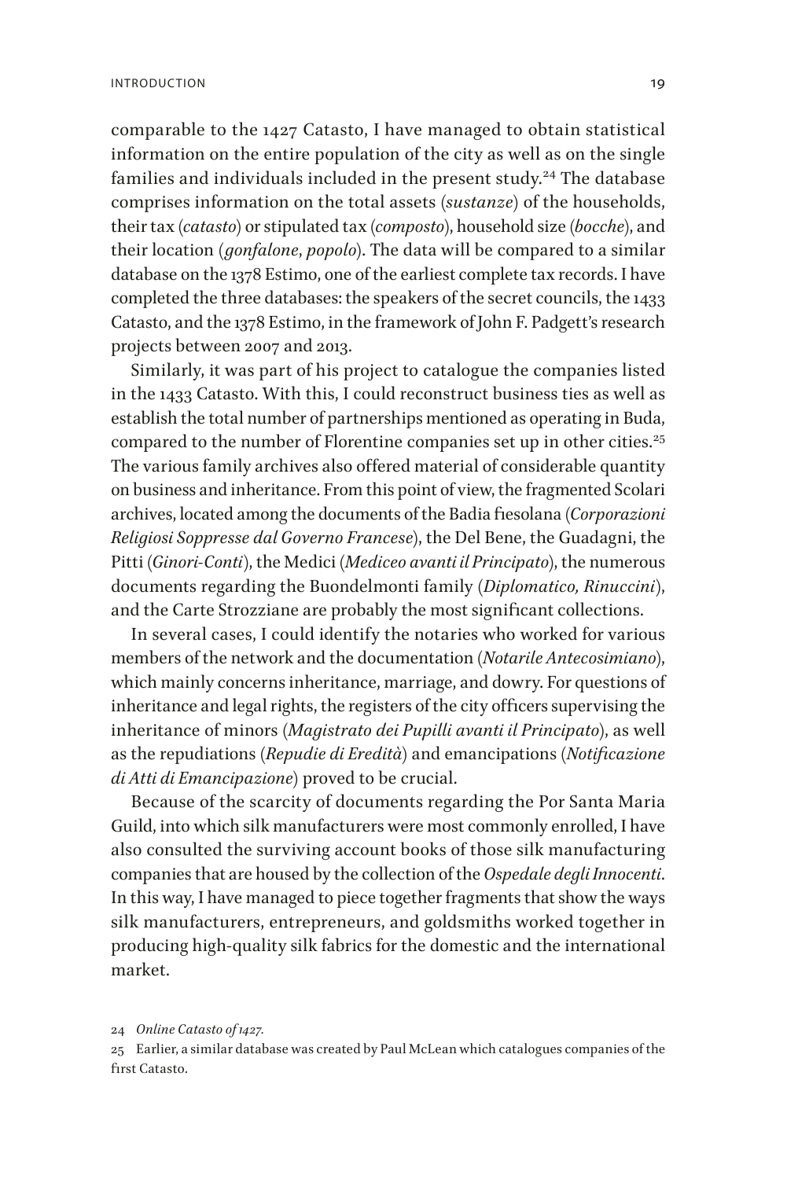comparable to the 1427 Catasto, I have managed to obtain statistical information on the entire population of the city as well as on the single families and individuals included in the present study.[24] The database comprises information on the total assets (*sustanze*) of the households, their tax (*catasto*) or stipulated tax (*composto*), household size (*bocche*), and their location (*gonfalone*, *popolo*). The data will be compared to a similar database on the 1378 Estimo, one of the earliest complete tax records. I have completed the three databases: the speakers of the secret councils, the 1433 Catasto, and the 1378 Estimo, in the framework of John F. Padgett's research projects between 2007 and 2013.

Similarly, it was part of his project to catalogue the companies listed in the 1433 Catasto. With this, I could reconstruct business ties as well as establish the total number of partnerships mentioned as operating in Buda, compared to the number of Florentine companies set up in other cities.[25] The various family archives also offered material of considerable quantity on business and inheritance. From this point of view, the fragmented Scolari archives, located among the documents of the Badia fiesolana (*Corporazioni Religiosi Soppresse dal Governo Francese*), the Del Bene, the Guadagni, the Pitti (*Ginori-Conti*), the Medici (*Mediceo avanti il Principato*), the numerous documents regarding the Buondelmonti family (*Diplomatico, Rinuccini*), and the Carte Strozziane are probably the most significant collections.

In several cases, I could identify the notaries who worked for various members of the network and the documentation (*Notarile Antecosimiano*), which mainly concerns inheritance, marriage, and dowry. For questions of inheritance and legal rights, the registers of the city officers supervising the inheritance of minors (*Magistrato dei Pupilli avanti il Principato*), as well as the repudiations (*Repudie di Eredità*) and emancipations (*Notificazione di Atti di Emancipazione*) proved to be crucial.

Because of the scarcity of documents regarding the Por Santa Maria Guild, into which silk manufacturers were most commonly enrolled, I have also consulted the surviving account books of those silk manufacturing companies that are housed by the collection of the *Ospedale degli Innocenti*. In this way, I have managed to piece together fragments that show the ways silk manufacturers, entrepreneurs, and goldsmiths worked together in producing high-quality silk fabrics for the domestic and the international market.

24 *Online Catasto of 1427.*

25 Earlier, a similar database was created by Paul McLean which catalogues companies of the first Catasto.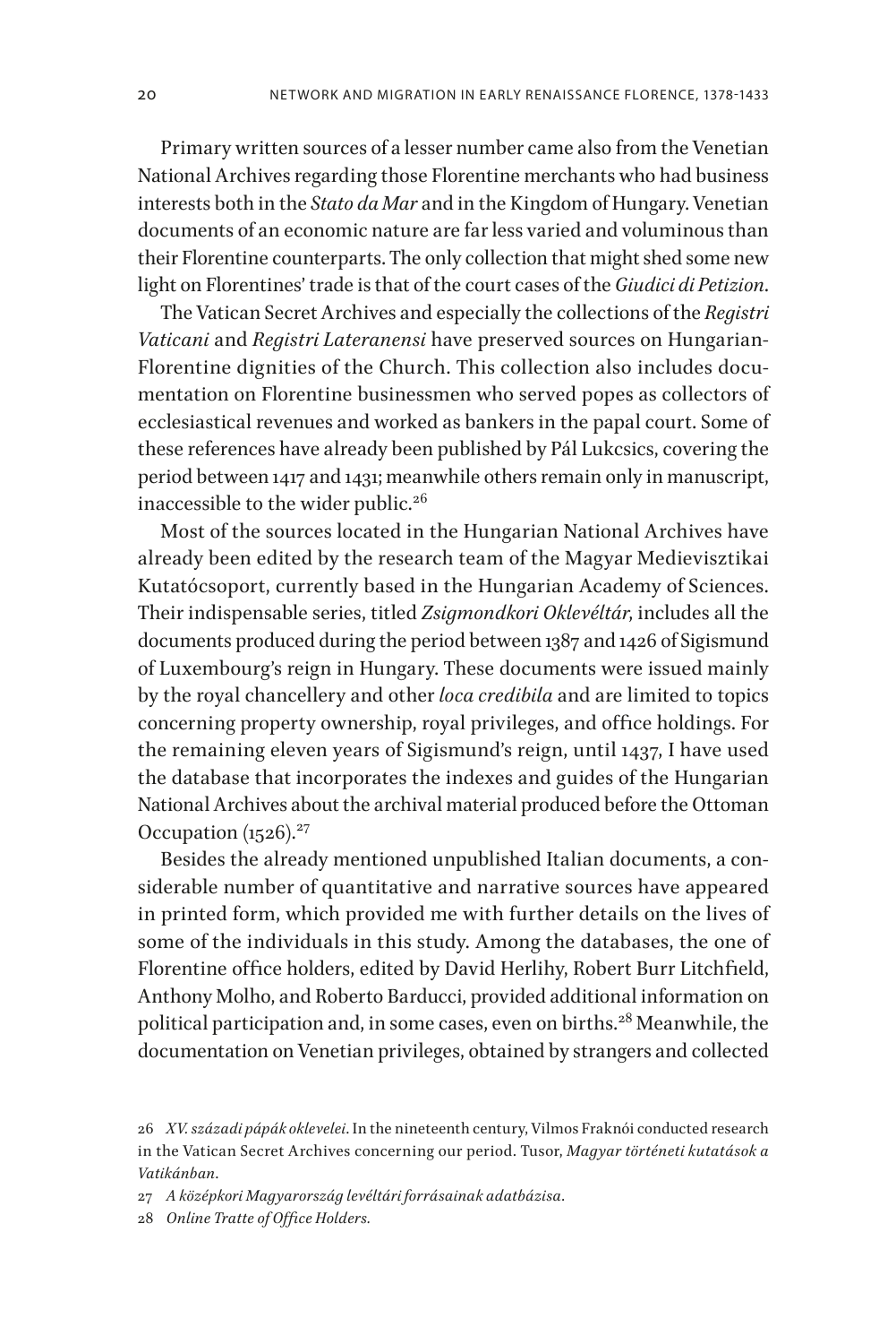Primary written sources of a lesser number came also from the Venetian National Archives regarding those Florentine merchants who had business interests both in the *Stato da Mar* and in the Kingdom of Hungary. Venetian documents of an economic nature are far less varied and voluminous than their Florentine counterparts. The only collection that might shed some new light on Florentines' trade is that of the court cases of the *Giudici di Petizion*.

The Vatican Secret Archives and especially the collections of the *Registri Vaticani* and *Registri Lateranensi* have preserved sources on Hungarian-Florentine dignities of the Church. This collection also includes documentation on Florentine businessmen who served popes as collectors of ecclesiastical revenues and worked as bankers in the papal court. Some of these references have already been published by Pál Lukcsics, covering the period between 1417 and 1431; meanwhile others remain only in manuscript, inaccessible to the wider public.[26]

Most of the sources located in the Hungarian National Archives have already been edited by the research team of the Magyar Medievisztikai Kutatócsoport, currently based in the Hungarian Academy of Sciences. Their indispensable series, titled *Zsigmondkori Oklevéltár*, includes all the documents produced during the period between 1387 and 1426 of Sigismund of Luxembourg's reign in Hungary. These documents were issued mainly by the royal chancellery and other *loca credibila* and are limited to topics concerning property ownership, royal privileges, and office holdings. For the remaining eleven years of Sigismund's reign, until 1437, I have used the database that incorporates the indexes and guides of the Hungarian National Archives about the archival material produced before the Ottoman Occupation (1526).[27]

Besides the already mentioned unpublished Italian documents, a considerable number of quantitative and narrative sources have appeared in printed form, which provided me with further details on the lives of some of the individuals in this study. Among the databases, the one of Florentine office holders, edited by David Herlihy, Robert Burr Litchfield, Anthony Molho, and Roberto Barducci, provided additional information on political participation and, in some cases, even on births.[28] Meanwhile, the documentation on Venetian privileges, obtained by strangers and collected

26 *XV. századi pápák oklevelei*. In the nineteenth century, Vilmos Fraknói conducted research in the Vatican Secret Archives concerning our period. Tusor, *Magyar történeti kutatások a Vatikánban*.

27 *A középkori Magyarország levéltári forrásainak adatbázisa*.

28 *Online Tratte of Office Holders*.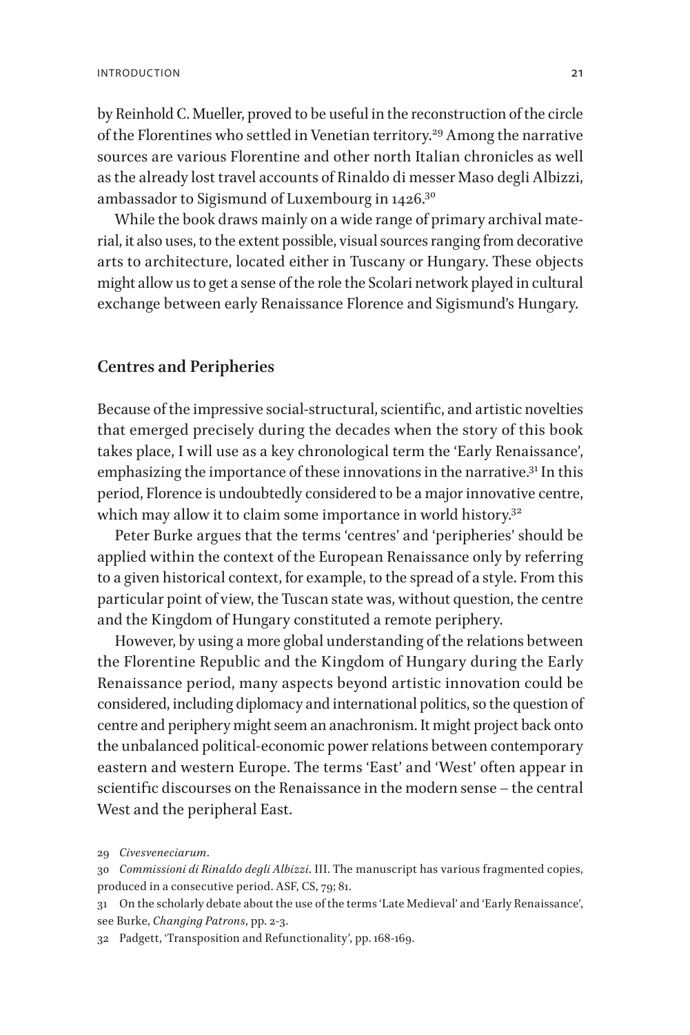by Reinhold C. Mueller, proved to be useful in the reconstruction of the circle of the Florentines who settled in Venetian territory.[29] Among the narrative sources are various Florentine and other north Italian chronicles as well as the already lost travel accounts of Rinaldo di messer Maso degli Albizzi, ambassador to Sigismund of Luxembourg in 1426.[30]

While the book draws mainly on a wide range of primary archival material, it also uses, to the extent possible, visual sources ranging from decorative arts to architecture, located either in Tuscany or Hungary. These objects might allow us to get a sense of the role the Scolari network played in cultural exchange between early Renaissance Florence and Sigismund's Hungary.

## Centres and Peripheries

Because of the impressive social-structural, scientific, and artistic novelties that emerged precisely during the decades when the story of this book takes place, I will use as a key chronological term the 'Early Renaissance', emphasizing the importance of these innovations in the narrative.[31] In this period, Florence is undoubtedly considered to be a major innovative centre, which may allow it to claim some importance in world history.[32]

Peter Burke argues that the terms 'centres' and 'peripheries' should be applied within the context of the European Renaissance only by referring to a given historical context, for example, to the spread of a style. From this particular point of view, the Tuscan state was, without question, the centre and the Kingdom of Hungary constituted a remote periphery.

However, by using a more global understanding of the relations between the Florentine Republic and the Kingdom of Hungary during the Early Renaissance period, many aspects beyond artistic innovation could be considered, including diplomacy and international politics, so the question of centre and periphery might seem an anachronism. It might project back onto the unbalanced political-economic power relations between contemporary eastern and western Europe. The terms 'East' and 'West' often appear in scientific discourses on the Renaissance in the modern sense – the central West and the peripheral East.

29 *Civesveneciarum*.

30 *Commissioni di Rinaldo degli Albizzi*. III. The manuscript has various fragmented copies, produced in a consecutive period. ASF, CS, 79; 81.

31 On the scholarly debate about the use of the terms 'Late Medieval' and 'Early Renaissance', see Burke, *Changing Patrons*, pp. 2-3.

32 Padgett, 'Transposition and Refunctionality', pp. 168-169.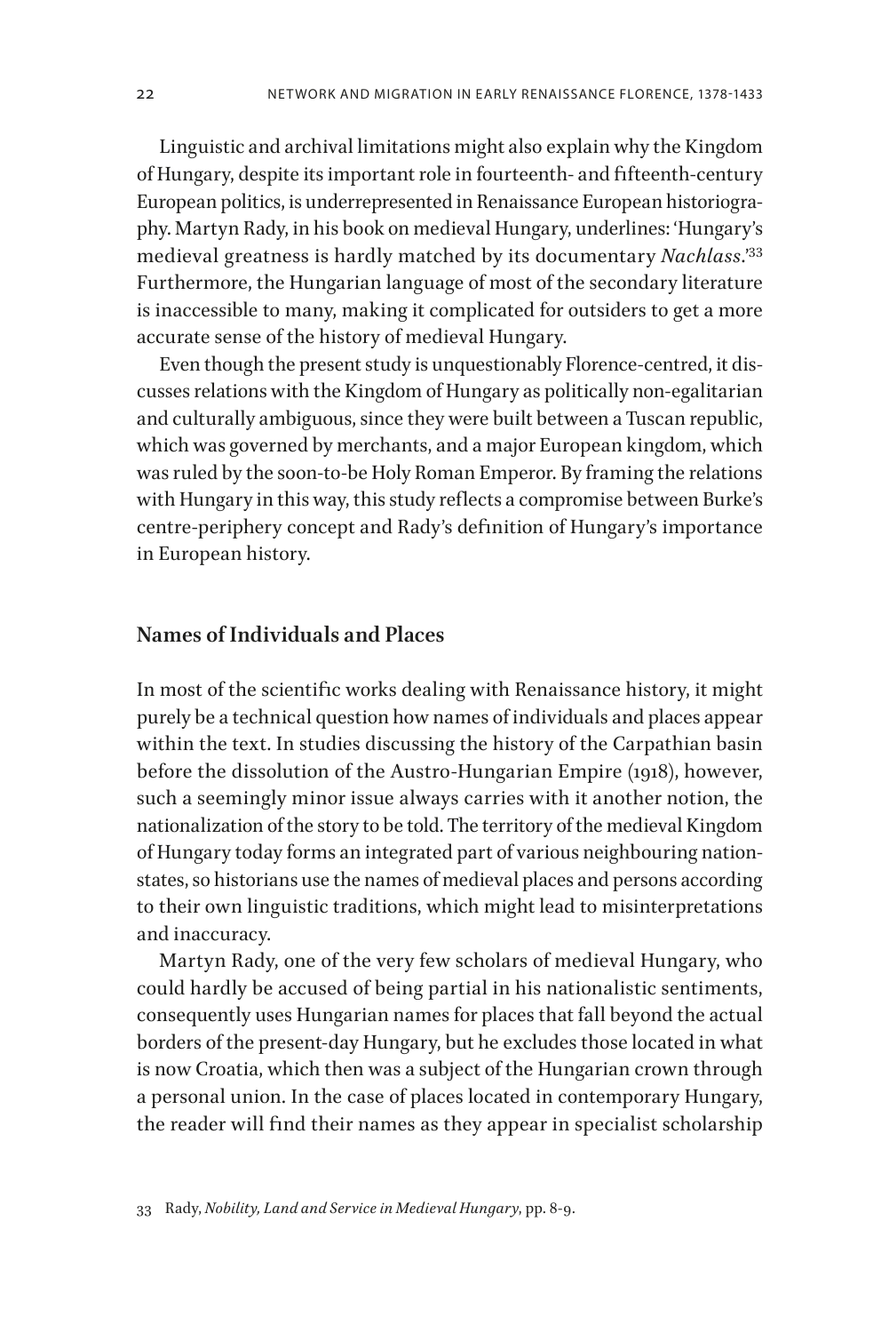Linguistic and archival limitations might also explain why the Kingdom of Hungary, despite its important role in fourteenth- and fifteenth-century European politics, is underrepresented in Renaissance European historiography. Martyn Rady, in his book on medieval Hungary, underlines: 'Hungary's medieval greatness is hardly matched by its documentary *Nachlass*.'[33] Furthermore, the Hungarian language of most of the secondary literature is inaccessible to many, making it complicated for outsiders to get a more accurate sense of the history of medieval Hungary.

Even though the present study is unquestionably Florence-centred, it discusses relations with the Kingdom of Hungary as politically non-egalitarian and culturally ambiguous, since they were built between a Tuscan republic, which was governed by merchants, and a major European kingdom, which was ruled by the soon-to-be Holy Roman Emperor. By framing the relations with Hungary in this way, this study reflects a compromise between Burke's centre-periphery concept and Rady's definition of Hungary's importance in European history.

## Names of Individuals and Places

In most of the scientific works dealing with Renaissance history, it might purely be a technical question how names of individuals and places appear within the text. In studies discussing the history of the Carpathian basin before the dissolution of the Austro-Hungarian Empire (1918), however, such a seemingly minor issue always carries with it another notion, the nationalization of the story to be told. The territory of the medieval Kingdom of Hungary today forms an integrated part of various neighbouring nation-states, so historians use the names of medieval places and persons according to their own linguistic traditions, which might lead to misinterpretations and inaccuracy.

Martyn Rady, one of the very few scholars of medieval Hungary, who could hardly be accused of being partial in his nationalistic sentiments, consequently uses Hungarian names for places that fall beyond the actual borders of the present-day Hungary, but he excludes those located in what is now Croatia, which then was a subject of the Hungarian crown through a personal union. In the case of places located in contemporary Hungary, the reader will find their names as they appear in specialist scholarship

33 Rady, *Nobility, Land and Service in Medieval Hungary*, pp. 8-9.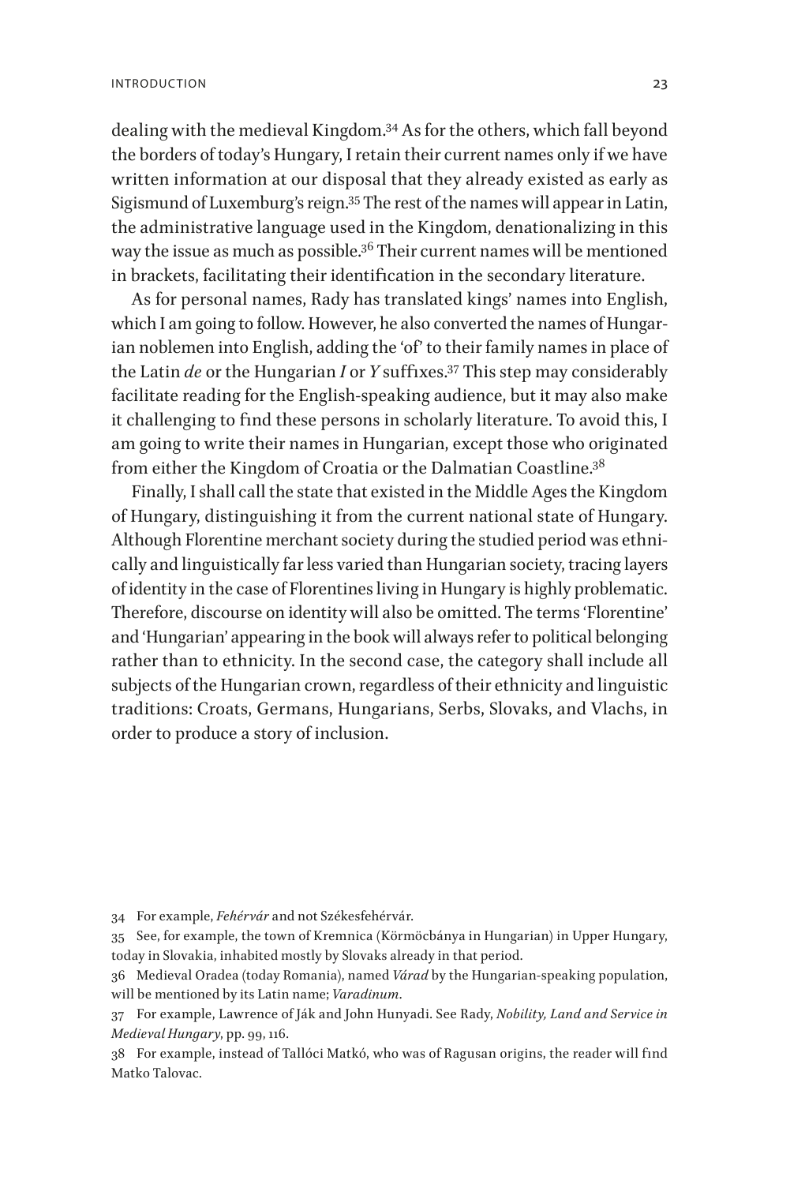dealing with the medieval Kingdom.[34] As for the others, which fall beyond the borders of today's Hungary, I retain their current names only if we have written information at our disposal that they already existed as early as Sigismund of Luxemburg's reign.[35] The rest of the names will appear in Latin, the administrative language used in the Kingdom, denationalizing in this way the issue as much as possible.[36] Their current names will be mentioned in brackets, facilitating their identification in the secondary literature.

As for personal names, Rady has translated kings' names into English, which I am going to follow. However, he also converted the names of Hungarian noblemen into English, adding the 'of' to their family names in place of the Latin *de* or the Hungarian *I* or *Y* suffixes.[37] This step may considerably facilitate reading for the English-speaking audience, but it may also make it challenging to find these persons in scholarly literature. To avoid this, I am going to write their names in Hungarian, except those who originated from either the Kingdom of Croatia or the Dalmatian Coastline.[38]

Finally, I shall call the state that existed in the Middle Ages the Kingdom of Hungary, distinguishing it from the current national state of Hungary. Although Florentine merchant society during the studied period was ethnically and linguistically far less varied than Hungarian society, tracing layers of identity in the case of Florentines living in Hungary is highly problematic. Therefore, discourse on identity will also be omitted. The terms 'Florentine' and 'Hungarian' appearing in the book will always refer to political belonging rather than to ethnicity. In the second case, the category shall include all subjects of the Hungarian crown, regardless of their ethnicity and linguistic traditions: Croats, Germans, Hungarians, Serbs, Slovaks, and Vlachs, in order to produce a story of inclusion.

34 For example, *Fehérvár* and not Székesfehérvár.

35 See, for example, the town of Kremnica (Körmöcbánya in Hungarian) in Upper Hungary, today in Slovakia, inhabited mostly by Slovaks already in that period.

36 Medieval Oradea (today Romania), named *Várad* by the Hungarian-speaking population, will be mentioned by its Latin name; *Varadinum*.

37 For example, Lawrence of Ják and John Hunyadi. See Rady, *Nobility, Land and Service in Medieval Hungary*, pp. 99, 116.

38 For example, instead of Tallóci Matkó, who was of Ragusan origins, the reader will find Matko Talovac.